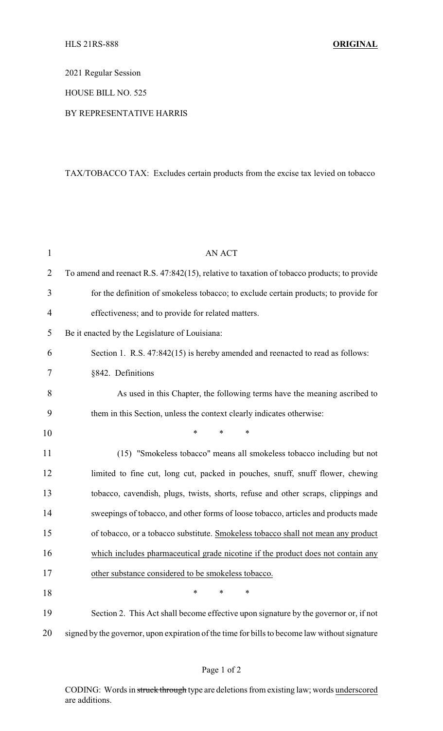HLS 21RS-888 **ORIGINAL**

2021 Regular Session

HOUSE BILL NO. 525

BY REPRESENTATIVE HARRIS

TAX/TOBACCO TAX: Excludes certain products from the excise tax levied on tobacco

AN ACT

To amend and reenact R.S. 47:842(15), relative to taxation of tobacco products; to provide for the definition of smokeless tobacco; to exclude certain products; to provide for effectiveness; and to provide for related matters.

Be it enacted by the Legislature of Louisiana:

Section 1. R.S. 47:842(15) is hereby amended and reenacted to read as follows:

§842. Definitions

As used in this Chapter, the following terms have the meaning ascribed to them in this Section, unless the context clearly indicates otherwise:

\* \* \*

(15) "Smokeless tobacco" means all smokeless tobacco including but not limited to fine cut, long cut, packed in pouches, snuff, snuff flower, chewing tobacco, cavendish, plugs, twists, shorts, refuse and other scraps, clippings and sweepings of tobacco, and other forms of loose tobacco, articles and products made of tobacco, or a tobacco substitute. <u>Smokeless tobacco shall not mean any product which includes pharmaceutical grade nicotine if the product does not contain any other substance considered to be smokeless tobacco.</u>

\* \* \*

Section 2. This Act shall become effective upon signature by the governor or, if not signed by the governor, upon expiration of the time for bills to become law without signature

CODING: Words in ~~struck through~~ type are deletions from existing law; words <u>underscored</u> are additions.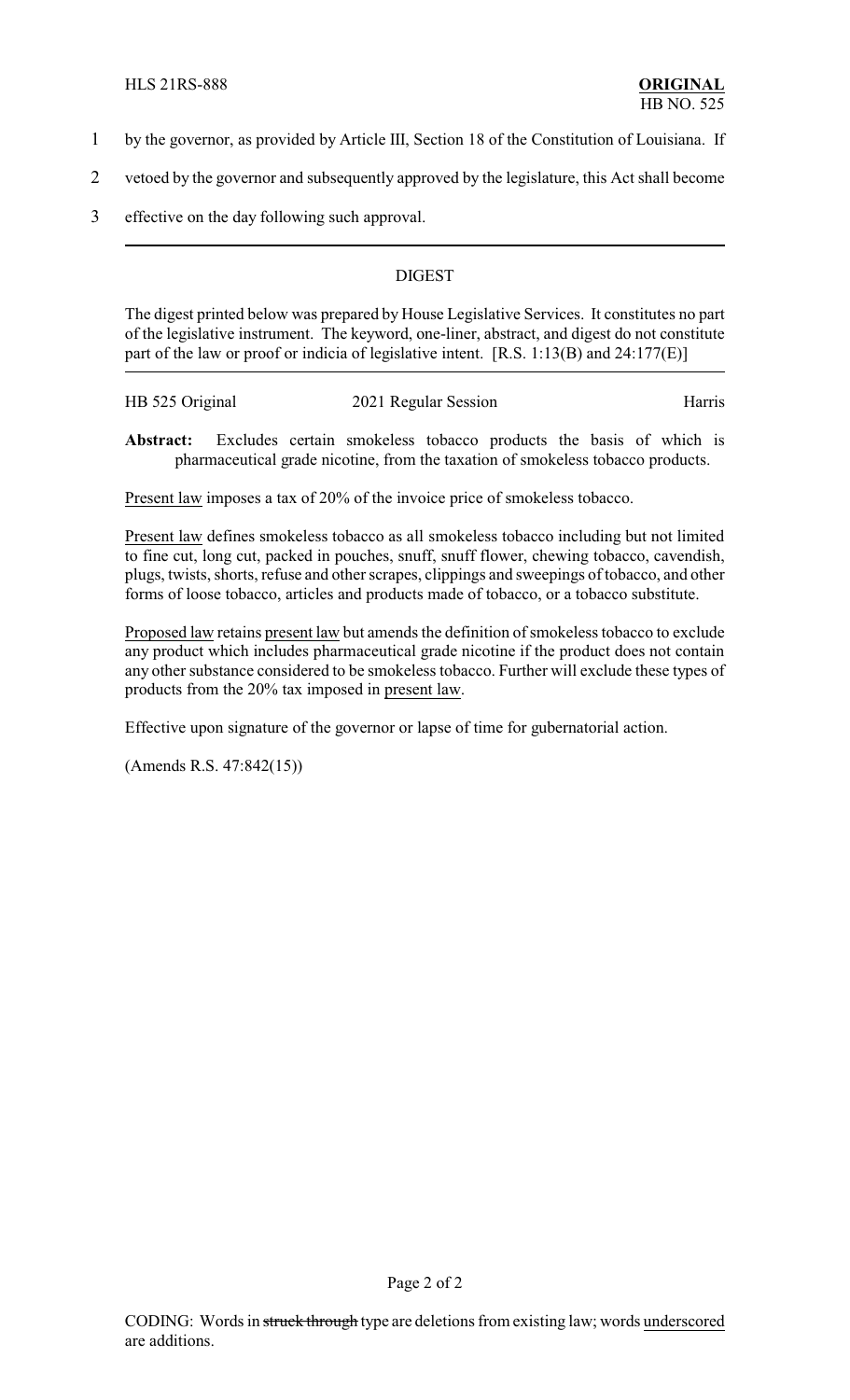1 by the governor, as provided by Article III, Section 18 of the Constitution of Louisiana. If

2 vetoed by the governor and subsequently approved by the legislature, this Act shall become

3 effective on the day following such approval.

---

## DIGEST

The digest printed below was prepared by House Legislative Services. It constitutes no part of the legislative instrument. The keyword, one-liner, abstract, and digest do not constitute part of the law or proof or indicia of legislative intent. [R.S. 1:13(B) and 24:177(E)]

---

HB 525 Original 2021 Regular Session Harris

**Abstract:** Excludes certain smokeless tobacco products the basis of which is pharmaceutical grade nicotine, from the taxation of smokeless tobacco products.

Present law imposes a tax of 20% of the invoice price of smokeless tobacco.

Present law defines smokeless tobacco as all smokeless tobacco including but not limited to fine cut, long cut, packed in pouches, snuff, snuff flower, chewing tobacco, cavendish, plugs, twists, shorts, refuse and other scrapes, clippings and sweepings of tobacco, and other forms of loose tobacco, articles and products made of tobacco, or a tobacco substitute.

Proposed law retains present law but amends the definition of smokeless tobacco to exclude any product which includes pharmaceutical grade nicotine if the product does not contain any other substance considered to be smokeless tobacco. Further will exclude these types of products from the 20% tax imposed in present law.

Effective upon signature of the governor or lapse of time for gubernatorial action.

(Amends R.S. 47:842(15))

CODING: Words in ~~struck through~~ type are deletions from existing law; words underscored are additions.